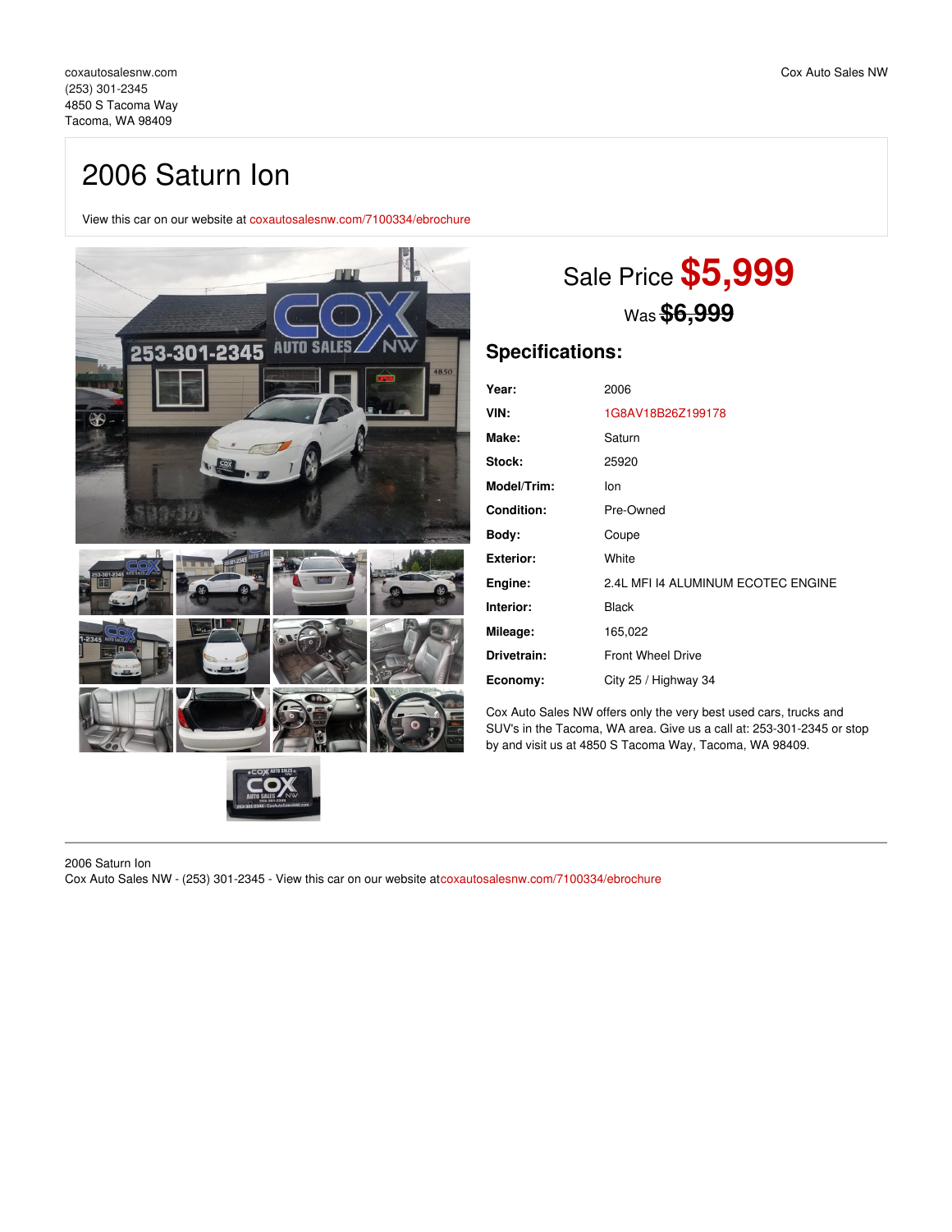coxautosalesnw.com
(253) 301-2345
4850 S Tacoma Way
Tacoma, WA 98409

Cox Auto Sales NW

# 2006 Saturn Ion

View this car on our website at coxautosalesnw.com/7100334/ebrochure

Sale Price **$5,999**

Was ~~**$6,999**~~

## Specifications:

| | |
|---|---|
| **Year:** | 2006 |
| **VIN:** | 1G8AV18B26Z199178 |
| **Make:** | Saturn |
| **Stock:** | 25920 |
| **Model/Trim:** | Ion |
| **Condition:** | Pre-Owned |
| **Body:** | Coupe |
| **Exterior:** | White |
| **Engine:** | 2.4L MFI I4 ALUMINUM ECOTEC ENGINE |
| **Interior:** | Black |
| **Mileage:** | 165,022 |
| **Drivetrain:** | Front Wheel Drive |
| **Economy:** | City 25 / Highway 34 |

Cox Auto Sales NW offers only the very best used cars, trucks and SUV's in the Tacoma, WA area. Give us a call at: 253-301-2345 or stop by and visit us at 4850 S Tacoma Way, Tacoma, WA 98409.

2006 Saturn Ion
Cox Auto Sales NW - (253) 301-2345 - View this car on our website atcoxautosalesnw.com/7100334/ebrochure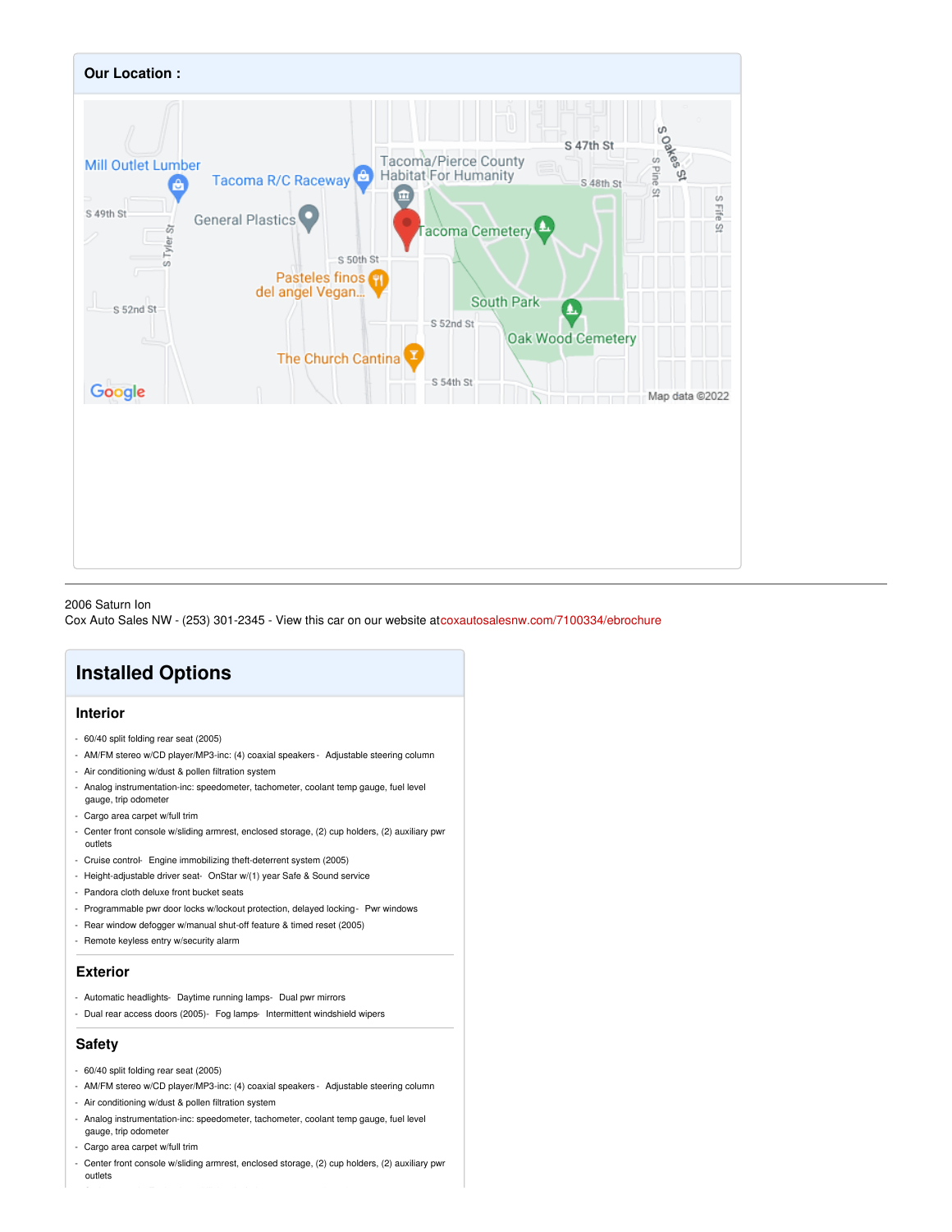## Our Location :

2006 Saturn Ion
Cox Auto Sales NW - (253) 301-2345 - View this car on our website atcoxautosalesnw.com/7100334/ebrochure

# Installed Options

## Interior

- 60/40 split folding rear seat (2005)
- AM/FM stereo w/CD player/MP3-inc: (4) coaxial speakers - Adjustable steering column
- Air conditioning w/dust & pollen filtration system
- Analog instrumentation-inc: speedometer, tachometer, coolant temp gauge, fuel level gauge, trip odometer
- Cargo area carpet w/full trim
- Center front console w/sliding armrest, enclosed storage, (2) cup holders, (2) auxiliary pwr outlets
- Cruise control - Engine immobilizing theft-deterrent system (2005)
- Height-adjustable driver seat - OnStar w/(1) year Safe & Sound service
- Pandora cloth deluxe front bucket seats
- Programmable pwr door locks w/lockout protection, delayed locking - Pwr windows
- Rear window defogger w/manual shut-off feature & timed reset (2005)
- Remote keyless entry w/security alarm

## Exterior

- Automatic headlights - Daytime running lamps - Dual pwr mirrors
- Dual rear access doors (2005) - Fog lamps - Intermittent windshield wipers

## Safety

- 60/40 split folding rear seat (2005)
- AM/FM stereo w/CD player/MP3-inc: (4) coaxial speakers - Adjustable steering column
- Air conditioning w/dust & pollen filtration system
- Analog instrumentation-inc: speedometer, tachometer, coolant temp gauge, fuel level gauge, trip odometer
- Cargo area carpet w/full trim
- Center front console w/sliding armrest, enclosed storage, (2) cup holders, (2) auxiliary pwr outlets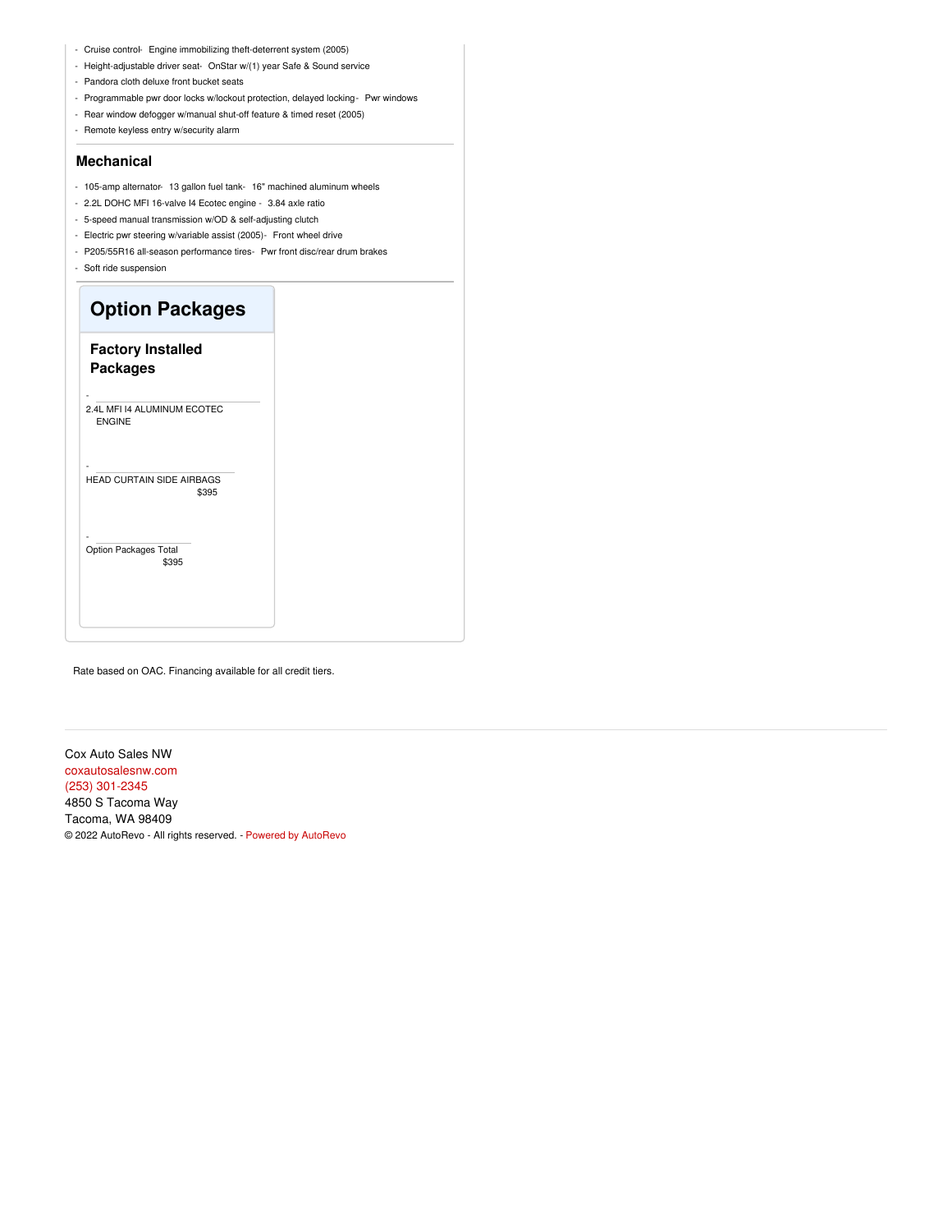- Cruise control- Engine immobilizing theft-deterrent system (2005)
- Height-adjustable driver seat- OnStar w/(1) year Safe & Sound service
- Pandora cloth deluxe front bucket seats
- Programmable pwr door locks w/lockout protection, delayed locking- Pwr windows
- Rear window defogger w/manual shut-off feature & timed reset (2005)
- Remote keyless entry w/security alarm

## Mechanical

- 105-amp alternator- 13 gallon fuel tank- 16" machined aluminum wheels
- 2.2L DOHC MFI 16-valve I4 Ecotec engine - 3.84 axle ratio
- 5-speed manual transmission w/OD & self-adjusting clutch
- Electric pwr steering w/variable assist (2005)- Front wheel drive
- P205/55R16 all-season performance tires- Pwr front disc/rear drum brakes
- Soft ride suspension

# Option Packages

## Factory Installed Packages

- 2.4L MFI I4 ALUMINUM ECOTEC ENGINE
- HEAD CURTAIN SIDE AIRBAGS $395
- Option Packages Total $395

Rate based on OAC. Financing available for all credit tiers.

Cox Auto Sales NW
coxautosalesnw.com
(253) 301-2345
4850 S Tacoma Way
Tacoma, WA 98409
© 2022 AutoRevo - All rights reserved. - Powered by AutoRevo